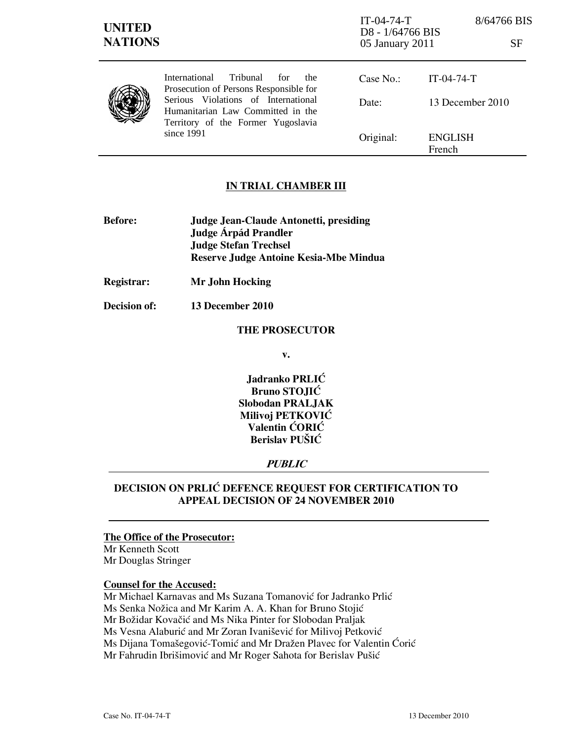IT-04-74-T 8/64766 BIS
D8 - 1/64766 BIS
05 January 2011 SF

**UNITED NATIONS**

International Tribunal for the Prosecution of Persons Responsible for Serious Violations of International Humanitarian Law Committed in the Territory of the Former Yugoslavia since 1991

| | |
|---|---|
| Case No.: | IT-04-74-T |
| Date: | 13 December 2010 |
| Original: | ENGLISH French |

**IN TRIAL CHAMBER III**

**Before:** **Judge Jean-Claude Antonetti, presiding**
**Judge Árpád Prandler**
**Judge Stefan Trechsel**
**Reserve Judge Antoine Kesia-Mbe Mindua**

**Registrar:** **Mr John Hocking**

**Decision of:** **13 December 2010**

**THE PROSECUTOR**

**v.**

**Jadranko PRLIĆ**
**Bruno STOJIĆ**
**Slobodan PRALJAK**
**Milivoj PETKOVIĆ**
**Valentin ĆORIĆ**
**Berislav PUŠIĆ**

***PUBLIC***

**DECISION ON PRLIĆ DEFENCE REQUEST FOR CERTIFICATION TO APPEAL DECISION OF 24 NOVEMBER 2010**

**The Office of the Prosecutor:**
Mr Kenneth Scott
Mr Douglas Stringer

**Counsel for the Accused:**
Mr Michael Karnavas and Ms Suzana Tomanović for Jadranko Prlić
Ms Senka Nožica and Mr Karim A. A. Khan for Bruno Stojić
Mr Božidar Kovačić and Ms Nika Pinter for Slobodan Praljak
Ms Vesna Alaburić and Mr Zoran Ivanišević for Milivoj Petković
Ms Dijana Tomašegović-Tomić and Mr Dražen Plavec for Valentin Ćorić
Mr Fahrudin Ibrišimović and Mr Roger Sahota for Berislav Pušić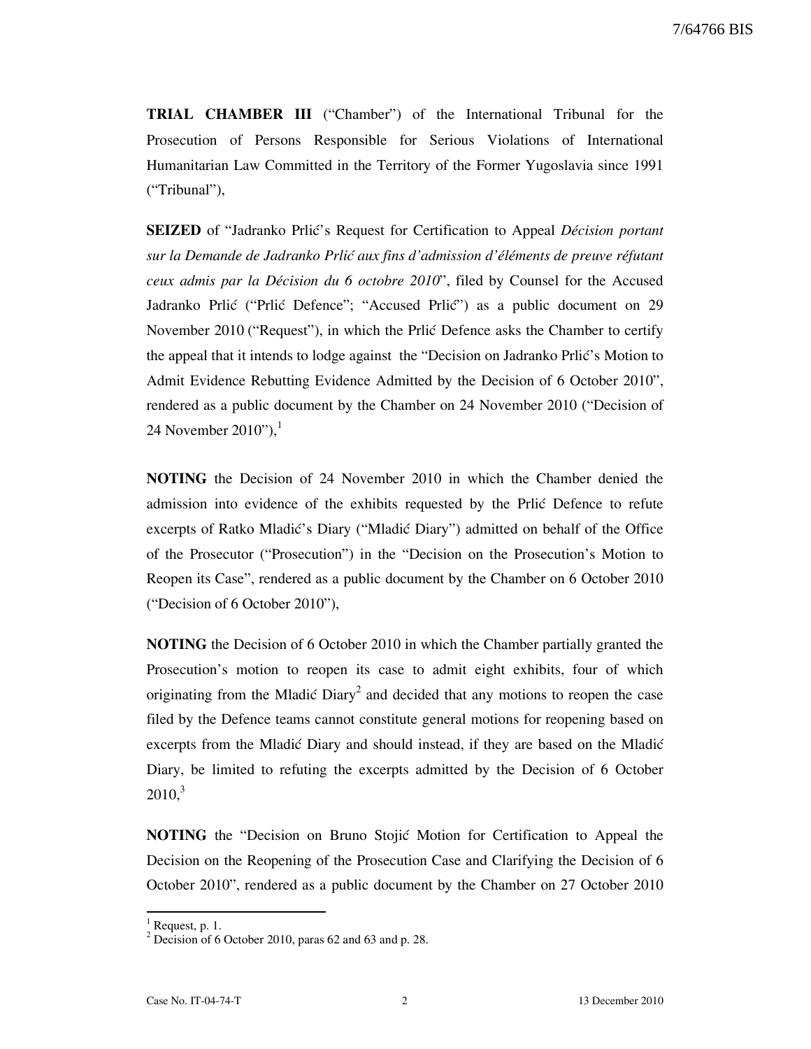**TRIAL CHAMBER III** ("Chamber") of the International Tribunal for the Prosecution of Persons Responsible for Serious Violations of International Humanitarian Law Committed in the Territory of the Former Yugoslavia since 1991 ("Tribunal"),

**SEIZED** of "Jadranko Prlić's Request for Certification to Appeal *Décision portant sur la Demande de Jadranko Prlić aux fins d'admission d'éléments de preuve réfutant ceux admis par la Décision du 6 octobre 2010*", filed by Counsel for the Accused Jadranko Prlić ("Prlić Defence"; "Accused Prlić") as a public document on 29 November 2010 ("Request"), in which the Prlić Defence asks the Chamber to certify the appeal that it intends to lodge against the "Decision on Jadranko Prlić's Motion to Admit Evidence Rebutting Evidence Admitted by the Decision of 6 October 2010", rendered as a public document by the Chamber on 24 November 2010 ("Decision of 24 November 2010"),[1]

**NOTING** the Decision of 24 November 2010 in which the Chamber denied the admission into evidence of the exhibits requested by the Prlić Defence to refute excerpts of Ratko Mladić's Diary ("Mladić Diary") admitted on behalf of the Office of the Prosecutor ("Prosecution") in the "Decision on the Prosecution's Motion to Reopen its Case", rendered as a public document by the Chamber on 6 October 2010 ("Decision of 6 October 2010"),

**NOTING** the Decision of 6 October 2010 in which the Chamber partially granted the Prosecution's motion to reopen its case to admit eight exhibits, four of which originating from the Mladić Diary[2] and decided that any motions to reopen the case filed by the Defence teams cannot constitute general motions for reopening based on excerpts from the Mladić Diary and should instead, if they are based on the Mladić Diary, be limited to refuting the excerpts admitted by the Decision of 6 October 2010,[3]

**NOTING** the "Decision on Bruno Stojić Motion for Certification to Appeal the Decision on the Reopening of the Prosecution Case and Clarifying the Decision of 6 October 2010", rendered as a public document by the Chamber on 27 October 2010

---

[1] Request, p. 1.

[2] Decision of 6 October 2010, paras 62 and 63 and p. 28.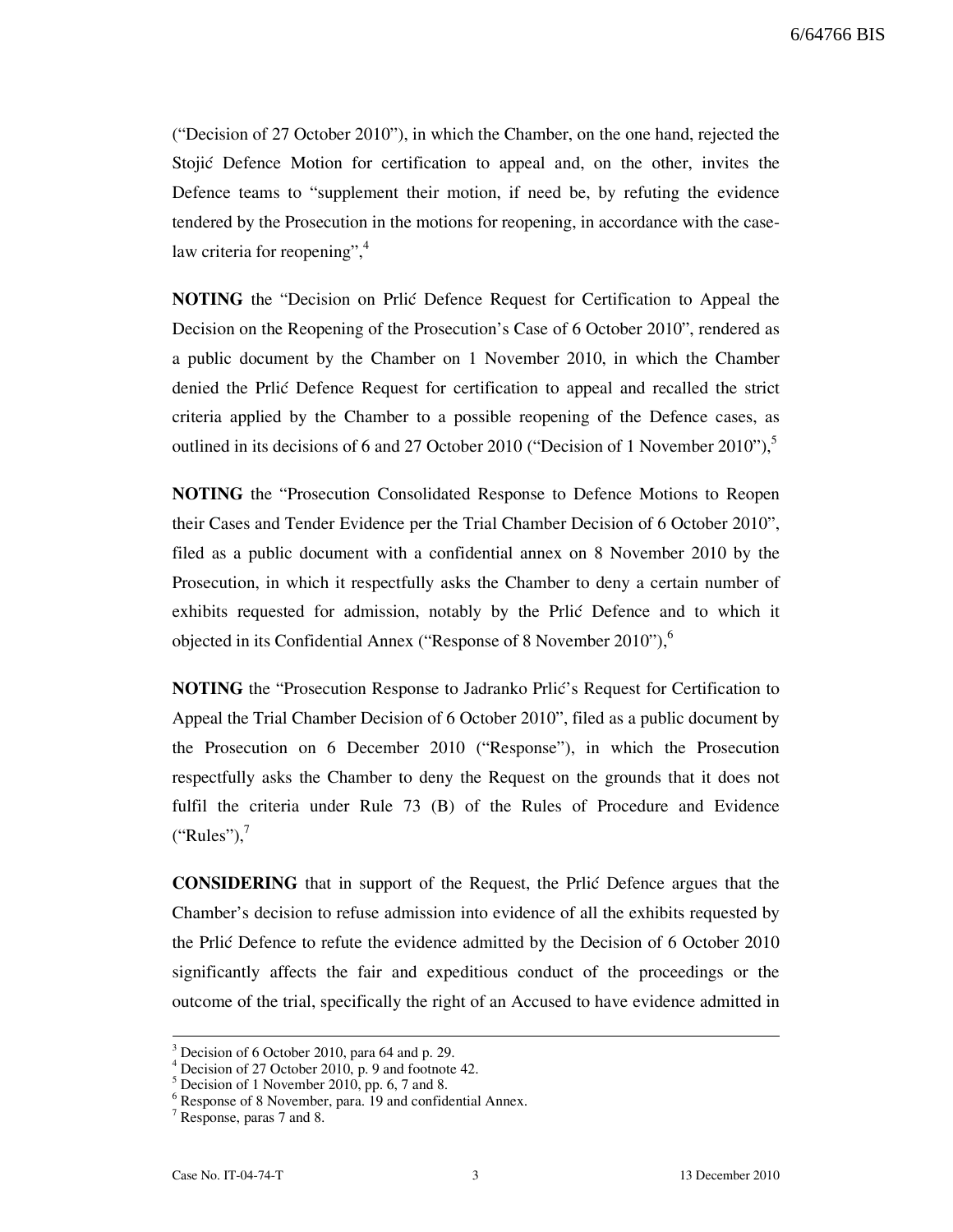("Decision of 27 October 2010"), in which the Chamber, on the one hand, rejected the Stojić Defence Motion for certification to appeal and, on the other, invites the Defence teams to "supplement their motion, if need be, by refuting the evidence tendered by the Prosecution in the motions for reopening, in accordance with the case-law criteria for reopening",[4]

**NOTING** the "Decision on Prlić Defence Request for Certification to Appeal the Decision on the Reopening of the Prosecution's Case of 6 October 2010", rendered as a public document by the Chamber on 1 November 2010, in which the Chamber denied the Prlić Defence Request for certification to appeal and recalled the strict criteria applied by the Chamber to a possible reopening of the Defence cases, as outlined in its decisions of 6 and 27 October 2010 ("Decision of 1 November 2010"),[5]

**NOTING** the "Prosecution Consolidated Response to Defence Motions to Reopen their Cases and Tender Evidence per the Trial Chamber Decision of 6 October 2010", filed as a public document with a confidential annex on 8 November 2010 by the Prosecution, in which it respectfully asks the Chamber to deny a certain number of exhibits requested for admission, notably by the Prlić Defence and to which it objected in its Confidential Annex ("Response of 8 November 2010"),[6]

**NOTING** the "Prosecution Response to Jadranko Prlić's Request for Certification to Appeal the Trial Chamber Decision of 6 October 2010", filed as a public document by the Prosecution on 6 December 2010 ("Response"), in which the Prosecution respectfully asks the Chamber to deny the Request on the grounds that it does not fulfil the criteria under Rule 73 (B) of the Rules of Procedure and Evidence ("Rules"),[7]

**CONSIDERING** that in support of the Request, the Prlić Defence argues that the Chamber's decision to refuse admission into evidence of all the exhibits requested by the Prlić Defence to refute the evidence admitted by the Decision of 6 October 2010 significantly affects the fair and expeditious conduct of the proceedings or the outcome of the trial, specifically the right of an Accused to have evidence admitted in

---

[3] Decision of 6 October 2010, para 64 and p. 29.
[4] Decision of 27 October 2010, p. 9 and footnote 42.
[5] Decision of 1 November 2010, pp. 6, 7 and 8.
[6] Response of 8 November, para. 19 and confidential Annex.
[7] Response, paras 7 and 8.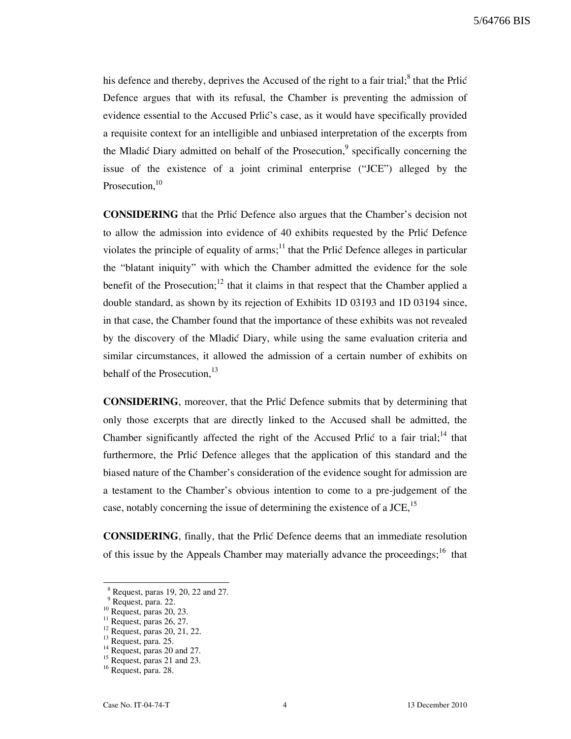his defence and thereby, deprives the Accused of the right to a fair trial;[8] that the Prlić Defence argues that with its refusal, the Chamber is preventing the admission of evidence essential to the Accused Prlić's case, as it would have specifically provided a requisite context for an intelligible and unbiased interpretation of the excerpts from the Mladić Diary admitted on behalf of the Prosecution,[9] specifically concerning the issue of the existence of a joint criminal enterprise ("JCE") alleged by the Prosecution,[10]

**CONSIDERING** that the Prlić Defence also argues that the Chamber's decision not to allow the admission into evidence of 40 exhibits requested by the Prlić Defence violates the principle of equality of arms;[11] that the Prlić Defence alleges in particular the "blatant iniquity" with which the Chamber admitted the evidence for the sole benefit of the Prosecution;[12] that it claims in that respect that the Chamber applied a double standard, as shown by its rejection of Exhibits 1D 03193 and 1D 03194 since, in that case, the Chamber found that the importance of these exhibits was not revealed by the discovery of the Mladić Diary, while using the same evaluation criteria and similar circumstances, it allowed the admission of a certain number of exhibits on behalf of the Prosecution,[13]

**CONSIDERING**, moreover, that the Prlić Defence submits that by determining that only those excerpts that are directly linked to the Accused shall be admitted, the Chamber significantly affected the right of the Accused Prlić to a fair trial;[14] that furthermore, the Prlić Defence alleges that the application of this standard and the biased nature of the Chamber's consideration of the evidence sought for admission are a testament to the Chamber's obvious intention to come to a pre-judgement of the case, notably concerning the issue of determining the existence of a JCE,[15]

**CONSIDERING**, finally, that the Prlić Defence deems that an immediate resolution of this issue by the Appeals Chamber may materially advance the proceedings;[16] that

---

[8] Request, paras 19, 20, 22 and 27.
[9] Request, para. 22.
[10] Request, paras 20, 23.
[11] Request, paras 26, 27.
[12] Request, paras 20, 21, 22.
[13] Request, para. 25.
[14] Request, paras 20 and 27.
[15] Request, paras 21 and 23.
[16] Request, para. 28.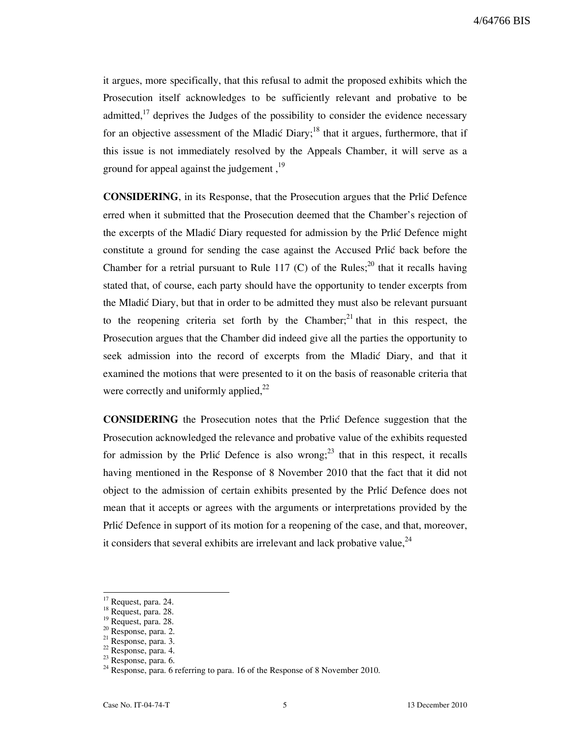it argues, more specifically, that this refusal to admit the proposed exhibits which the Prosecution itself acknowledges to be sufficiently relevant and probative to be admitted,[17] deprives the Judges of the possibility to consider the evidence necessary for an objective assessment of the Mladić Diary;[18] that it argues, furthermore, that if this issue is not immediately resolved by the Appeals Chamber, it will serve as a ground for appeal against the judgement ,[19]

**CONSIDERING**, in its Response, that the Prosecution argues that the Prlić Defence erred when it submitted that the Prosecution deemed that the Chamber's rejection of the excerpts of the Mladić Diary requested for admission by the Prlić Defence might constitute a ground for sending the case against the Accused Prlić back before the Chamber for a retrial pursuant to Rule 117 (C) of the Rules;[20] that it recalls having stated that, of course, each party should have the opportunity to tender excerpts from the Mladić Diary, but that in order to be admitted they must also be relevant pursuant to the reopening criteria set forth by the Chamber;[21] that in this respect, the Prosecution argues that the Chamber did indeed give all the parties the opportunity to seek admission into the record of excerpts from the Mladić Diary, and that it examined the motions that were presented to it on the basis of reasonable criteria that were correctly and uniformly applied,[22]

**CONSIDERING** the Prosecution notes that the Prlić Defence suggestion that the Prosecution acknowledged the relevance and probative value of the exhibits requested for admission by the Prlić Defence is also wrong;[23] that in this respect, it recalls having mentioned in the Response of 8 November 2010 that the fact that it did not object to the admission of certain exhibits presented by the Prlić Defence does not mean that it accepts or agrees with the arguments or interpretations provided by the Prlić Defence in support of its motion for a reopening of the case, and that, moreover, it considers that several exhibits are irrelevant and lack probative value,[24]

---

[17] Request, para. 24.
[18] Request, para. 28.
[19] Request, para. 28.
[20] Response, para. 2.
[21] Response, para. 3.
[22] Response, para. 4.
[23] Response, para. 6.
[24] Response, para. 6 referring to para. 16 of the Response of 8 November 2010.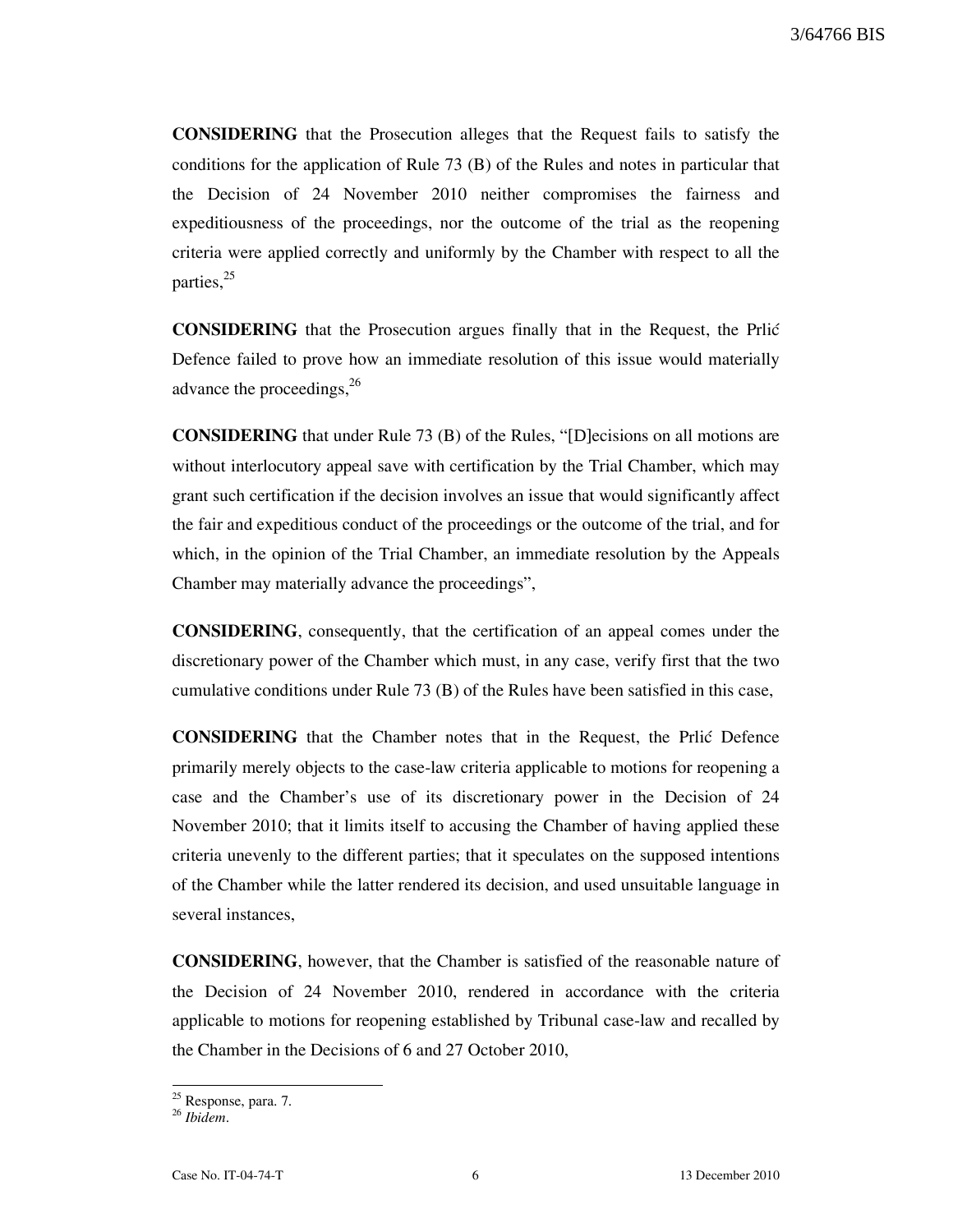**CONSIDERING** that the Prosecution alleges that the Request fails to satisfy the conditions for the application of Rule 73 (B) of the Rules and notes in particular that the Decision of 24 November 2010 neither compromises the fairness and expeditiousness of the proceedings, nor the outcome of the trial as the reopening criteria were applied correctly and uniformly by the Chamber with respect to all the parties,[25]

**CONSIDERING** that the Prosecution argues finally that in the Request, the Prlić Defence failed to prove how an immediate resolution of this issue would materially advance the proceedings,[26]

**CONSIDERING** that under Rule 73 (B) of the Rules, "[D]ecisions on all motions are without interlocutory appeal save with certification by the Trial Chamber, which may grant such certification if the decision involves an issue that would significantly affect the fair and expeditious conduct of the proceedings or the outcome of the trial, and for which, in the opinion of the Trial Chamber, an immediate resolution by the Appeals Chamber may materially advance the proceedings",

**CONSIDERING**, consequently, that the certification of an appeal comes under the discretionary power of the Chamber which must, in any case, verify first that the two cumulative conditions under Rule 73 (B) of the Rules have been satisfied in this case,

**CONSIDERING** that the Chamber notes that in the Request, the Prlić Defence primarily merely objects to the case-law criteria applicable to motions for reopening a case and the Chamber's use of its discretionary power in the Decision of 24 November 2010; that it limits itself to accusing the Chamber of having applied these criteria unevenly to the different parties; that it speculates on the supposed intentions of the Chamber while the latter rendered its decision, and used unsuitable language in several instances,

**CONSIDERING**, however, that the Chamber is satisfied of the reasonable nature of the Decision of 24 November 2010, rendered in accordance with the criteria applicable to motions for reopening established by Tribunal case-law and recalled by the Chamber in the Decisions of 6 and 27 October 2010,

---

[25] Response, para. 7.

[26] *Ibidem*.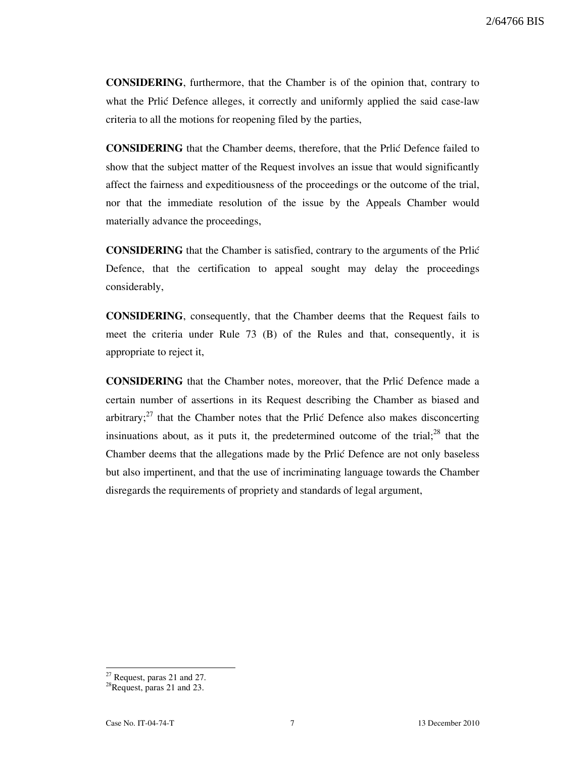**CONSIDERING**, furthermore, that the Chamber is of the opinion that, contrary to what the Prlić Defence alleges, it correctly and uniformly applied the said case-law criteria to all the motions for reopening filed by the parties,

**CONSIDERING** that the Chamber deems, therefore, that the Prlić Defence failed to show that the subject matter of the Request involves an issue that would significantly affect the fairness and expeditiousness of the proceedings or the outcome of the trial, nor that the immediate resolution of the issue by the Appeals Chamber would materially advance the proceedings,

**CONSIDERING** that the Chamber is satisfied, contrary to the arguments of the Prlić Defence, that the certification to appeal sought may delay the proceedings considerably,

**CONSIDERING**, consequently, that the Chamber deems that the Request fails to meet the criteria under Rule 73 (B) of the Rules and that, consequently, it is appropriate to reject it,

**CONSIDERING** that the Chamber notes, moreover, that the Prlić Defence made a certain number of assertions in its Request describing the Chamber as biased and arbitrary;[27] that the Chamber notes that the Prlić Defence also makes disconcerting insinuations about, as it puts it, the predetermined outcome of the trial;[28] that the Chamber deems that the allegations made by the Prlić Defence are not only baseless but also impertinent, and that the use of incriminating language towards the Chamber disregards the requirements of propriety and standards of legal argument,

---

[27] Request, paras 21 and 27.

[28] Request, paras 21 and 23.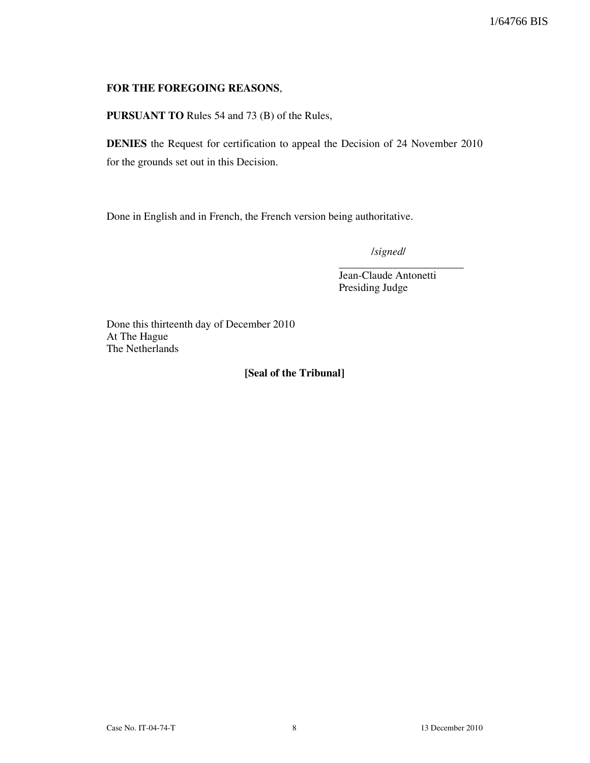**FOR THE FOREGOING REASONS**,

**PURSUANT TO** Rules 54 and 73 (B) of the Rules,

**DENIES** the Request for certification to appeal the Decision of 24 November 2010 for the grounds set out in this Decision.

Done in English and in French, the French version being authoritative.

/*signed*/

_______________________

Jean-Claude Antonetti
Presiding Judge

Done this thirteenth day of December 2010
At The Hague
The Netherlands

**[Seal of the Tribunal]**